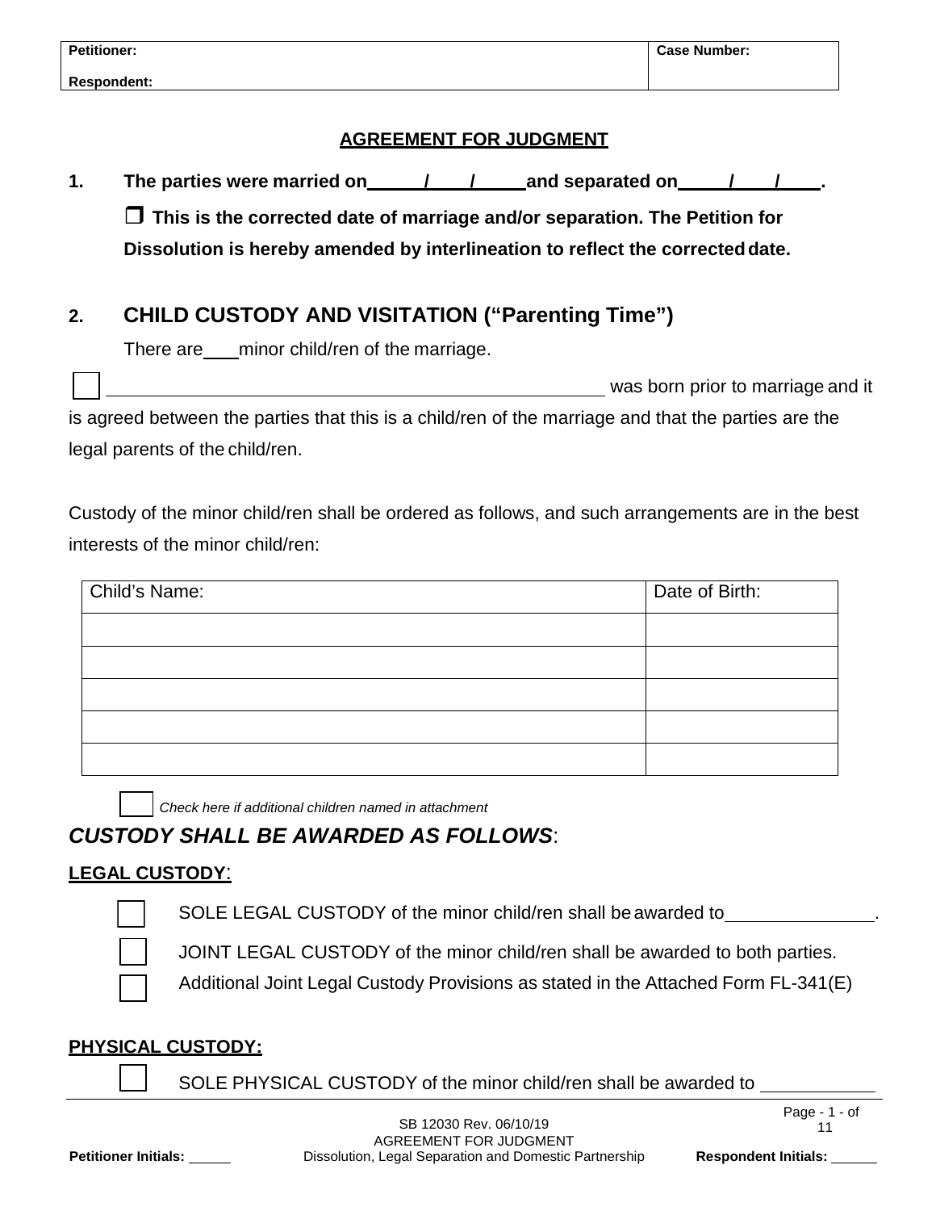| Petitioner: | Case Number: |
| --- | --- |
| Respondent: | |

# AGREEMENT FOR JUDGMENT

**1. The parties were married on _____/____/_____ and separated on _____/____/____.**

**☐ This is the corrected date of marriage and/or separation. The Petition for Dissolution is hereby amended by interlineation to reflect the corrected date.**

## 2. CHILD CUSTODY AND VISITATION ("Parenting Time")

There are ____ minor child/ren of the marriage.

☐ ______________________________________________ was born prior to marriage and it is agreed between the parties that this is a child/ren of the marriage and that the parties are the legal parents of the child/ren.

Custody of the minor child/ren shall be ordered as follows, and such arrangements are in the best interests of the minor child/ren:

| Child's Name: | Date of Birth: |
| --- | --- |
| | |
| | |
| | |
| | |
| | |

☐ *Check here if additional children named in attachment*

### ***CUSTODY SHALL BE AWARDED AS FOLLOWS***:

**LEGAL CUSTODY**:

☐ SOLE LEGAL CUSTODY of the minor child/ren shall be awarded to _______________.

☐ JOINT LEGAL CUSTODY of the minor child/ren shall be awarded to both parties.

☐ Additional Joint Legal Custody Provisions as stated in the Attached Form FL-341(E)

**PHYSICAL CUSTODY:**

☐ SOLE PHYSICAL CUSTODY of the minor child/ren shall be awarded to ____________

SB 12030 Rev. 06/10/19
AGREEMENT FOR JUDGMENT
Dissolution, Legal Separation and Domestic Partnership

**Petitioner Initials:** _____ **Respondent Initials:** _____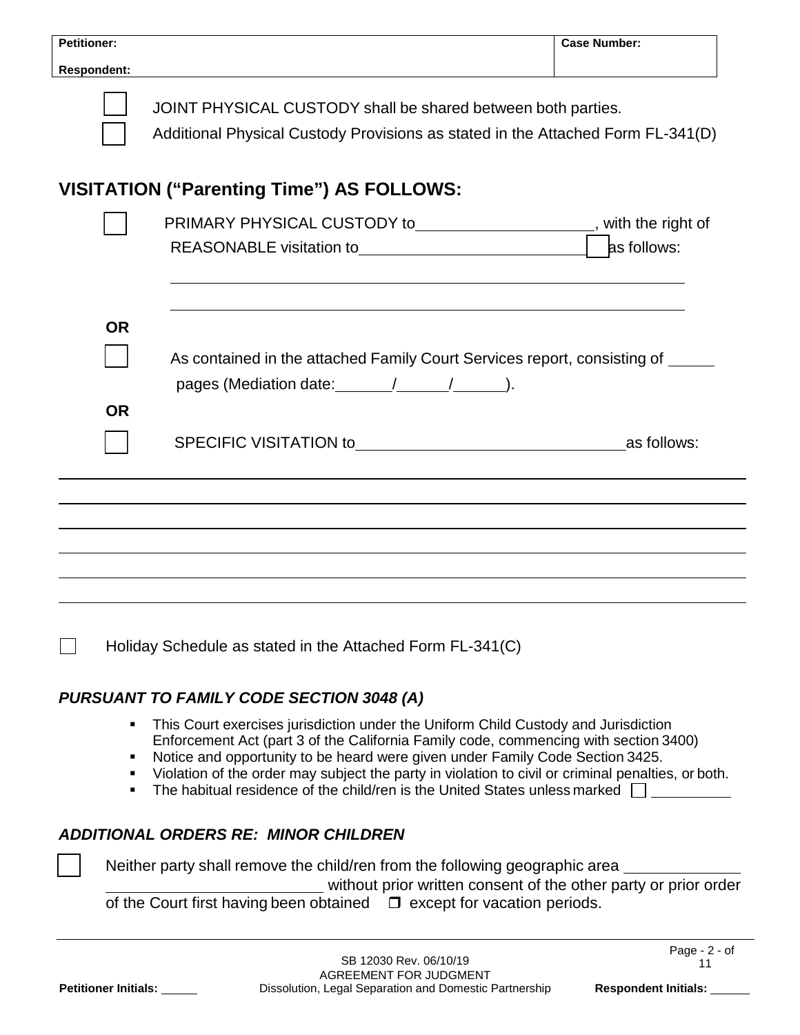| Petitioner: | Case Number: |
| --- | --- |
| Respondent: | |

☐ JOINT PHYSICAL CUSTODY shall be shared between both parties.

☐ Additional Physical Custody Provisions as stated in the Attached Form FL-341(D)

## VISITATION ("Parenting Time") AS FOLLOWS:

☐ PRIMARY PHYSICAL CUSTODY to____________________, with the right of REASONABLE visitation to__________________________ ☐ as follows:

______________________________________________________________

______________________________________________________________

**OR**

☐ As contained in the attached Family Court Services report, consisting of _____ pages (Mediation date: ______/______/______).

**OR**

☐ SPECIFIC VISITATION to______________________________as follows:

______________________________________________________________

______________________________________________________________

______________________________________________________________

______________________________________________________________

______________________________________________________________

______________________________________________________________

☐ Holiday Schedule as stated in the Attached Form FL-341(C)

### *PURSUANT TO FAMILY CODE SECTION 3048 (A)*

- This Court exercises jurisdiction under the Uniform Child Custody and Jurisdiction Enforcement Act (part 3 of the California Family code, commencing with section 3400)
- Notice and opportunity to be heard were given under Family Code Section 3425.
- Violation of the order may subject the party in violation to civil or criminal penalties, or both.
- The habitual residence of the child/ren is the United States unless marked ☐ __________

### *ADDITIONAL ORDERS RE: MINOR CHILDREN*

☐ Neither party shall remove the child/ren from the following geographic area _____________ _________________________ without prior written consent of the other party or prior order of the Court first having been obtained ☐ except for vacation periods.

SB 12030 Rev. 06/10/19
AGREEMENT FOR JUDGMENT
Dissolution, Legal Separation and Domestic Partnership

Petitioner Initials: _____ Respondent Initials: _____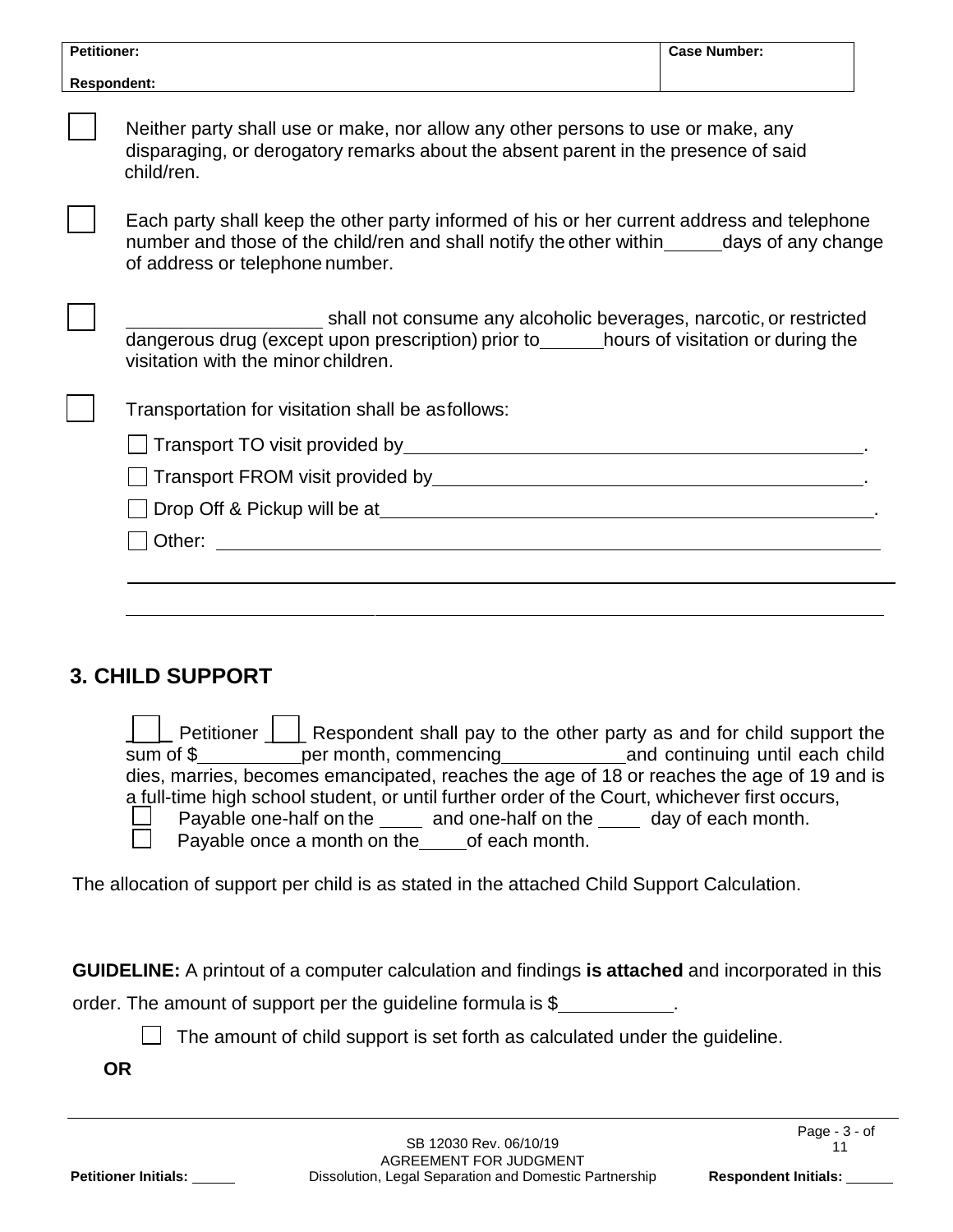| Petitioner: | Case Number: |
| --- | --- |
| Respondent: | |

☐ Neither party shall use or make, nor allow any other persons to use or make, any disparaging, or derogatory remarks about the absent parent in the presence of said child/ren.

☐ Each party shall keep the other party informed of his or her current address and telephone number and those of the child/ren and shall notify the other within\_\_\_\_\_\_days of any change of address or telephone number.

☐ \_\_\_\_\_\_\_\_\_\_\_\_\_\_\_\_\_\_\_ shall not consume any alcoholic beverages, narcotic, or restricted dangerous drug (except upon prescription) prior to\_\_\_\_\_\_hours of visitation or during the visitation with the minor children.

☐ Transportation for visitation shall be as follows:

- ☐ Transport TO visit provided by\_\_\_\_\_\_\_\_\_\_\_\_\_\_\_\_\_\_\_\_\_\_\_\_\_\_\_\_\_\_\_\_\_\_\_\_\_\_\_\_\_\_\_\_\_\_.
- ☐ Transport FROM visit provided by\_\_\_\_\_\_\_\_\_\_\_\_\_\_\_\_\_\_\_\_\_\_\_\_\_\_\_\_\_\_\_\_\_\_\_\_\_\_\_\_\_\_\_\_.
- ☐ Drop Off & Pickup will be at\_\_\_\_\_\_\_\_\_\_\_\_\_\_\_\_\_\_\_\_\_\_\_\_\_\_\_\_\_\_\_\_\_\_\_\_\_\_\_\_\_\_\_\_\_\_\_\_\_\_\_.
- ☐ Other: \_\_\_\_\_\_\_\_\_\_\_\_\_\_\_\_\_\_\_\_\_\_\_\_\_\_\_\_\_\_\_\_\_\_\_\_\_\_\_\_\_\_\_\_\_\_\_\_\_\_\_\_\_\_\_\_\_\_\_\_\_\_\_\_\_

\_\_\_\_\_\_\_\_\_\_\_\_\_\_\_\_\_\_\_\_\_\_\_\_\_\_\_\_\_\_\_\_\_\_\_\_\_\_\_\_\_\_\_\_\_\_\_\_\_\_\_\_\_\_\_\_\_\_\_\_\_\_\_\_\_\_\_\_\_\_\_\_\_\_\_\_

\_\_\_\_\_\_\_\_\_\_\_\_\_\_\_\_\_\_\_\_\_\_\_\_\_\_\_\_\_\_\_\_\_\_\_\_\_\_\_\_\_\_\_\_\_\_\_\_\_\_\_\_\_\_\_\_\_\_\_\_\_\_\_\_\_\_\_\_\_\_\_\_\_\_\_\_

## 3. CHILD SUPPORT

☐ Petitioner ☐ Respondent shall pay to the other party as and for child support the sum of $\_\_\_\_\_\_\_\_\_\_per month, commencing\_\_\_\_\_\_\_\_\_\_\_\_and continuing until each child dies, marries, becomes emancipated, reaches the age of 18 or reaches the age of 19 and is a full-time high school student, or until further order of the Court, whichever first occurs,

- ☐ Payable one-half on the \_\_\_\_ and one-half on the \_\_\_\_ day of each month.
- ☐ Payable once a month on the\_\_\_\_\_of each month.

The allocation of support per child is as stated in the attached Child Support Calculation.

**GUIDELINE:** A printout of a computer calculation and findings **is attached** and incorporated in this order. The amount of support per the guideline formula is $\_\_\_\_\_\_\_\_\_\_\_.

☐ The amount of child support is set forth as calculated under the guideline.

**OR**

SB 12030 Rev. 06/10/19
AGREEMENT FOR JUDGMENT
Dissolution, Legal Separation and Domestic Partnership

**Petitioner Initials:** \_\_\_\_\_ **Respondent Initials:** \_\_\_\_\_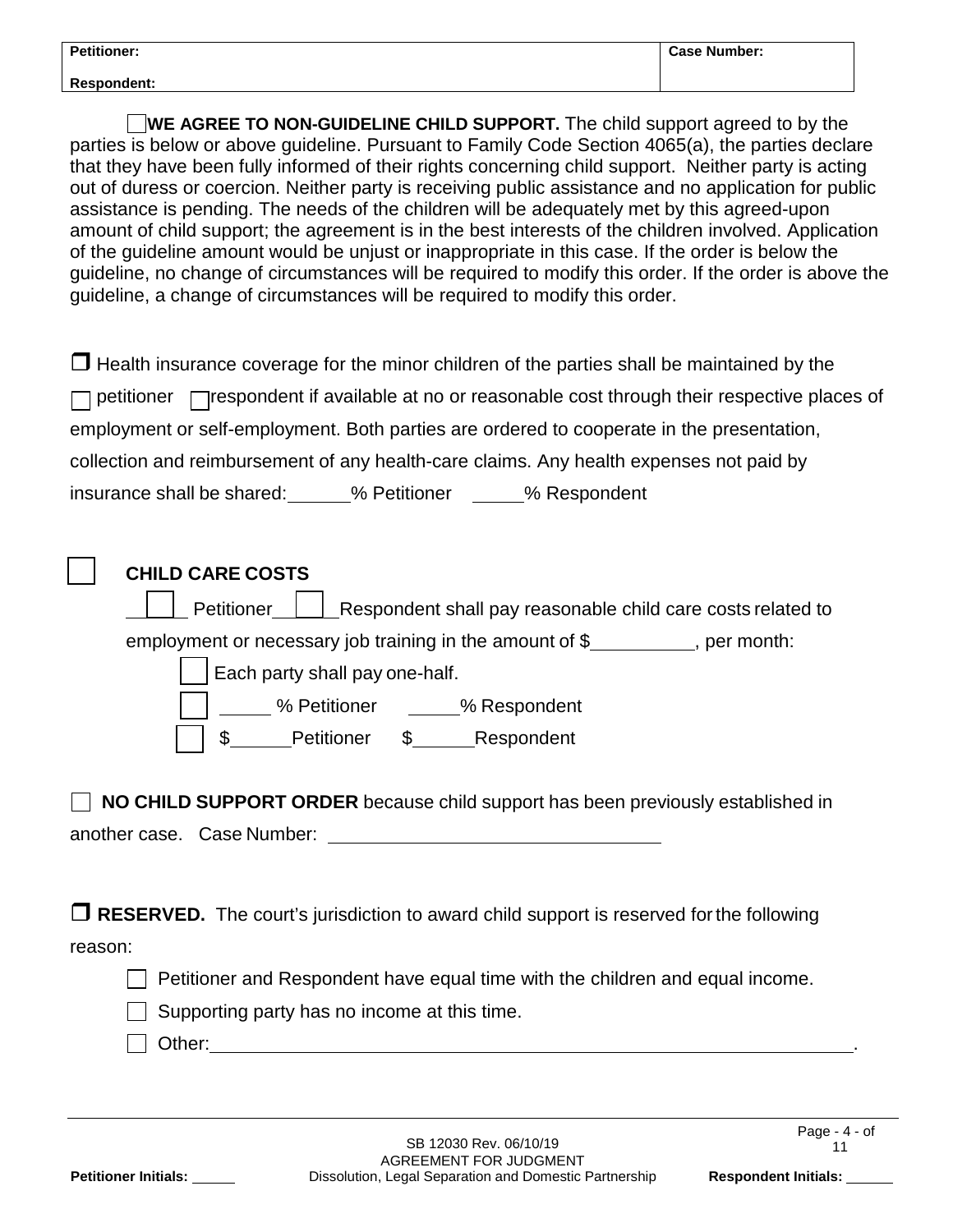| Petitioner: | Case Number: |
| --- | --- |
| Respondent: | |

☐ **WE AGREE TO NON-GUIDELINE CHILD SUPPORT.** The child support agreed to by the parties is below or above guideline. Pursuant to Family Code Section 4065(a), the parties declare that they have been fully informed of their rights concerning child support. Neither party is acting out of duress or coercion. Neither party is receiving public assistance and no application for public assistance is pending. The needs of the children will be adequately met by this agreed-upon amount of child support; the agreement is in the best interests of the children involved. Application of the guideline amount would be unjust or inappropriate in this case. If the order is below the guideline, no change of circumstances will be required to modify this order. If the order is above the guideline, a change of circumstances will be required to modify this order.

☐ Health insurance coverage for the minor children of the parties shall be maintained by the ☐ petitioner ☐ respondent if available at no or reasonable cost through their respective places of employment or self-employment. Both parties are ordered to cooperate in the presentation, collection and reimbursement of any health-care claims. Any health expenses not paid by insurance shall be shared: ______% Petitioner ______% Respondent

☐ **CHILD CARE COSTS**

☐ Petitioner ☐ Respondent shall pay reasonable child care costs related to employment or necessary job training in the amount of $__________, per month:

- ☐ Each party shall pay one-half.
- ☐ ______ % Petitioner ______% Respondent
- ☐ $______ Petitioner $______ Respondent

☐ **NO CHILD SUPPORT ORDER** because child support has been previously established in another case. Case Number: ______________________________

☐ **RESERVED.** The court's jurisdiction to award child support is reserved for the following reason:

- ☐ Petitioner and Respondent have equal time with the children and equal income.
- ☐ Supporting party has no income at this time.
- ☐ Other: ____________________________________________.

SB 12030 Rev. 06/10/19
AGREEMENT FOR JUDGMENT
Dissolution, Legal Separation and Domestic Partnership

Petitioner Initials: ______ Respondent Initials: ______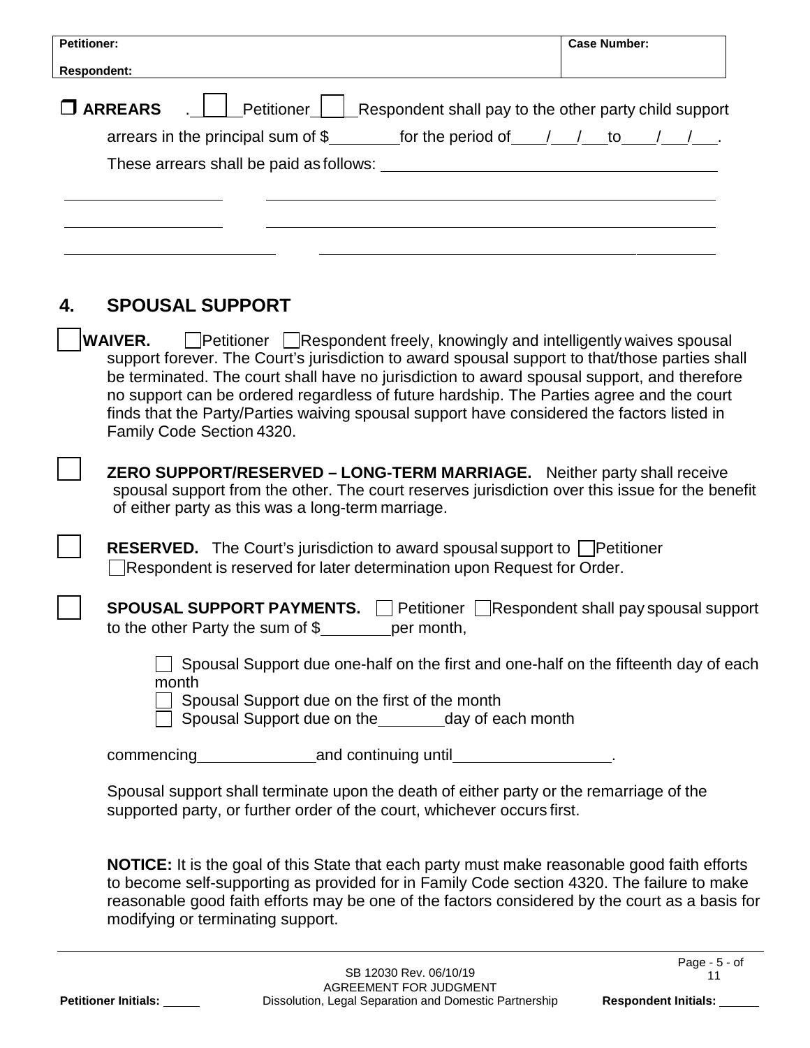| Petitioner: | Case Number: |
|---|---|
| Respondent: | |

☐ **ARREARS** . ☐ Petitioner ☐ Respondent shall pay to the other party child support arrears in the principal sum of $________ for the period of ____/___/___ to ____/___/___.

These arrears shall be paid as follows: ________________________________________

____________________ ______________________________________________________

____________________ ______________________________________________________

__________________________ ________________________________________________

## 4. SPOUSAL SUPPORT

☐ **WAIVER.** ☐ Petitioner ☐ Respondent freely, knowingly and intelligently waives spousal support forever. The Court's jurisdiction to award spousal support to that/those parties shall be terminated. The court shall have no jurisdiction to award spousal support, and therefore no support can be ordered regardless of future hardship. The Parties agree and the court finds that the Party/Parties waiving spousal support have considered the factors listed in Family Code Section 4320.

☐ **ZERO SUPPORT/RESERVED – LONG-TERM MARRIAGE.** Neither party shall receive spousal support from the other. The court reserves jurisdiction over this issue for the benefit of either party as this was a long-term marriage.

☐ **RESERVED.** The Court's jurisdiction to award spousal support to ☐ Petitioner ☐ Respondent is reserved for later determination upon Request for Order.

☐ **SPOUSAL SUPPORT PAYMENTS.** ☐ Petitioner ☐ Respondent shall pay spousal support to the other Party the sum of $________ per month,

☐ Spousal Support due one-half on the first and one-half on the fifteenth day of each month
☐ Spousal Support due on the first of the month
☐ Spousal Support due on the ________ day of each month

commencing______________ and continuing until__________________.

Spousal support shall terminate upon the death of either party or the remarriage of the supported party, or further order of the court, whichever occurs first.

**NOTICE:** It is the goal of this State that each party must make reasonable good faith efforts to become self-supporting as provided for in Family Code section 4320. The failure to make reasonable good faith efforts may be one of the factors considered by the court as a basis for modifying or terminating support.

SB 12030 Rev. 06/10/19
AGREEMENT FOR JUDGMENT
Dissolution, Legal Separation and Domestic Partnership

**Petitioner Initials:** ______ **Respondent Initials:** ______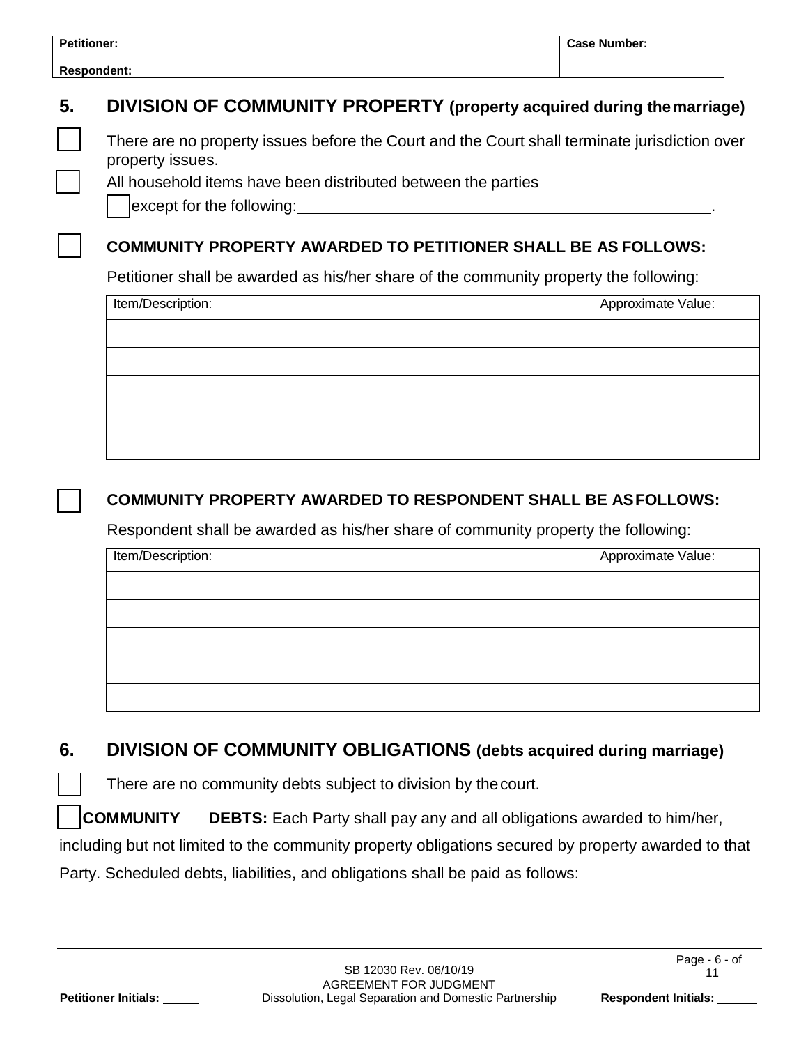| Petitioner: | Case Number: |
| --- | --- |
| Respondent: | |

## 5. DIVISION OF COMMUNITY PROPERTY (property acquired during the marriage)

☐ There are no property issues before the Court and the Court shall terminate jurisdiction over property issues.

☐ All household items have been distributed between the parties

☐ except for the following:\_\_\_\_\_\_\_\_\_\_\_\_\_\_\_\_\_\_\_\_\_\_\_\_\_\_\_\_\_\_\_\_\_\_\_\_\_\_\_\_\_\_\_\_\_\_\_\_.

☐ **COMMUNITY PROPERTY AWARDED TO PETITIONER SHALL BE AS FOLLOWS:**

Petitioner shall be awarded as his/her share of the community property the following:

| Item/Description: | Approximate Value: |
| --- | --- |
| | |
| | |
| | |
| | |
| | |

☐ **COMMUNITY PROPERTY AWARDED TO RESPONDENT SHALL BE AS FOLLOWS:**

Respondent shall be awarded as his/her share of community property the following:

| Item/Description: | Approximate Value: |
| --- | --- |
| | |
| | |
| | |
| | |
| | |

## 6. DIVISION OF COMMUNITY OBLIGATIONS (debts acquired during marriage)

☐ There are no community debts subject to division by the court.

☐ **COMMUNITY DEBTS:** Each Party shall pay any and all obligations awarded to him/her, including but not limited to the community property obligations secured by property awarded to that Party. Scheduled debts, liabilities, and obligations shall be paid as follows:

SB 12030 Rev. 06/10/19
AGREEMENT FOR JUDGMENT
Dissolution, Legal Separation and Domestic Partnership

Petitioner Initials: \_\_\_\_\_\_ Respondent Initials: \_\_\_\_\_\_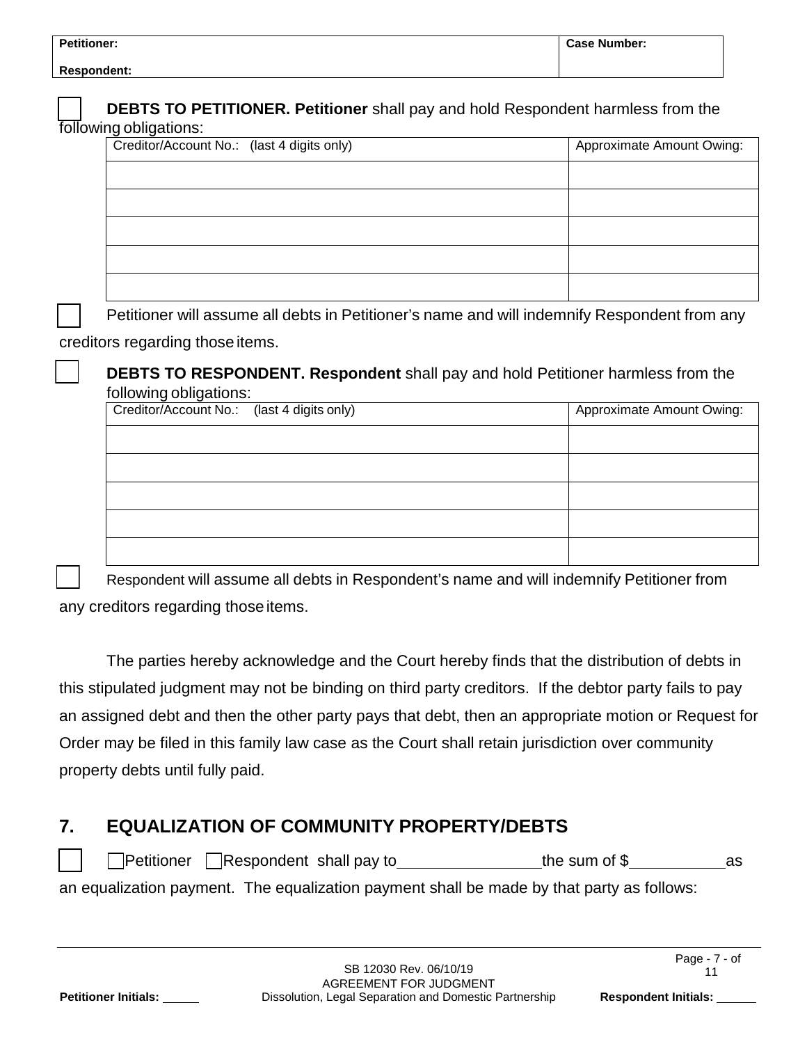| **Petitioner:** | **Case Number:** |
|---|---|
| **Respondent:** | |

☐ **DEBTS TO PETITIONER. Petitioner** shall pay and hold Respondent harmless from the following obligations:

| Creditor/Account No.: (last 4 digits only) | Approximate Amount Owing: |
|---|---|
| | |
| | |
| | |
| | |
| | |

☐ Petitioner will assume all debts in Petitioner's name and will indemnify Respondent from any creditors regarding those items.

☐ **DEBTS TO RESPONDENT. Respondent** shall pay and hold Petitioner harmless from the following obligations:

| Creditor/Account No.: (last 4 digits only) | Approximate Amount Owing: |
|---|---|
| | |
| | |
| | |
| | |
| | |

☐ Respondent will assume all debts in Respondent's name and will indemnify Petitioner from any creditors regarding those items.

The parties hereby acknowledge and the Court hereby finds that the distribution of debts in this stipulated judgment may not be binding on third party creditors. If the debtor party fails to pay an assigned debt and then the other party pays that debt, then an appropriate motion or Request for Order may be filed in this family law case as the Court shall retain jurisdiction over community property debts until fully paid.

## 7. EQUALIZATION OF COMMUNITY PROPERTY/DEBTS

☐ ☐Petitioner ☐Respondent shall pay to________________the sum of $___________as an equalization payment. The equalization payment shall be made by that party as follows:

SB 12030 Rev. 06/10/19
AGREEMENT FOR JUDGMENT
Dissolution, Legal Separation and Domestic Partnership

**Petitioner Initials:** _____ **Respondent Initials:** _____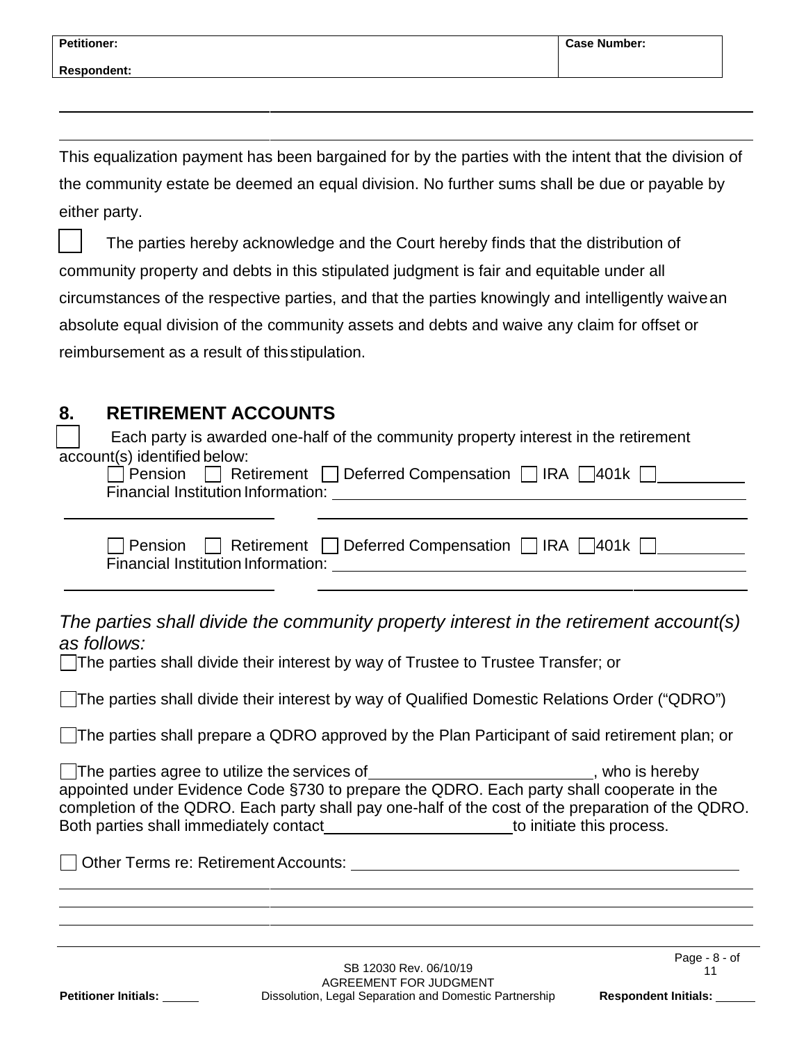This equalization payment has been bargained for by the parties with the intent that the division of the community estate be deemed an equal division. No further sums shall be due or payable by either party.

☐ The parties hereby acknowledge and the Court hereby finds that the distribution of community property and debts in this stipulated judgment is fair and equitable under all circumstances of the respective parties, and that the parties knowingly and intelligently waive an absolute equal division of the community assets and debts and waive any claim for offset or reimbursement as a result of this stipulation.

## 8. RETIREMENT ACCOUNTS

☐ Each party is awarded one-half of the community property interest in the retirement account(s) identified below:

☐ Pension ☐ Retirement ☐ Deferred Compensation ☐ IRA ☐ 401k ☐ __________
Financial Institution Information: ______________________________________________

______________________ ______________________________________________

☐ Pension ☐ Retirement ☐ Deferred Compensation ☐ IRA ☐ 401k ☐ __________
Financial Institution Information: ______________________________________________

______________________ ______________________________________________

*The parties shall divide the community property interest in the retirement account(s) as follows:*

☐ The parties shall divide their interest by way of Trustee to Trustee Transfer; or

☐ The parties shall divide their interest by way of Qualified Domestic Relations Order ("QDRO")

☐ The parties shall prepare a QDRO approved by the Plan Participant of said retirement plan; or

☐ The parties agree to utilize the services of __________________________, who is hereby appointed under Evidence Code §730 to prepare the QDRO. Each party shall cooperate in the completion of the QDRO. Each party shall pay one-half of the cost of the preparation of the QDRO. Both parties shall immediately contact ______________________ to initiate this process.

☐ Other Terms re: Retirement Accounts: ______________________________________________

______________________________________________________________________________

______________________________________________________________________________

______________________________________________________________________________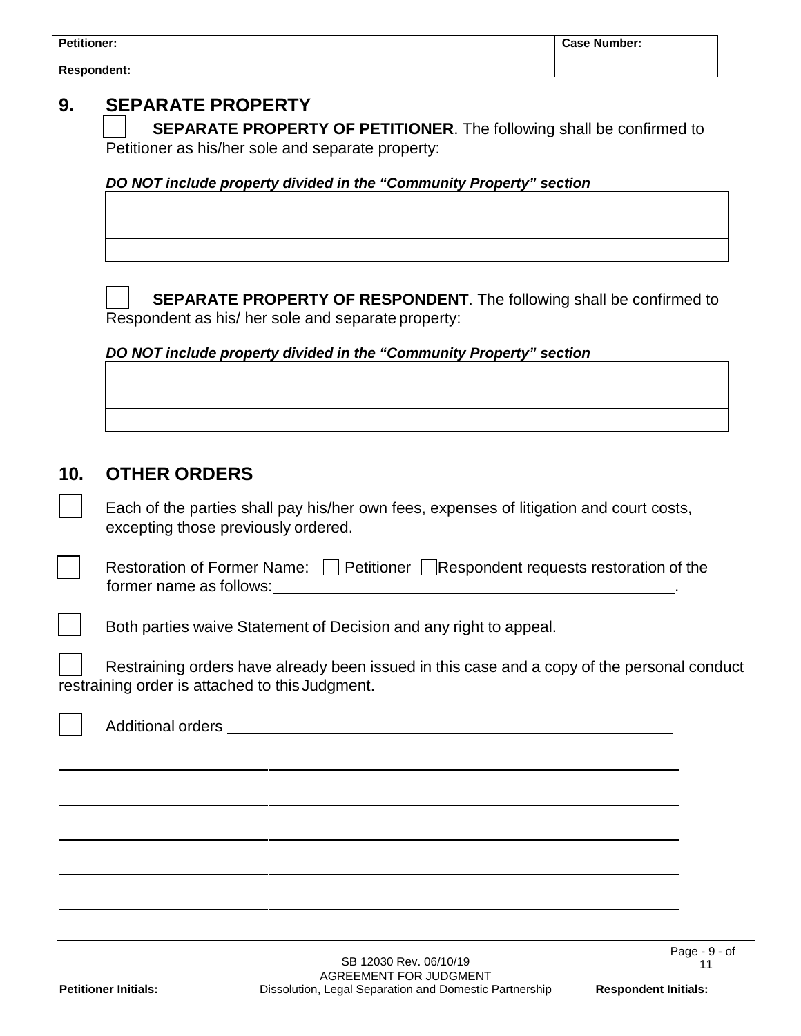| Petitioner: | Case Number: |
| --- | --- |
| Respondent: | |

## 9. SEPARATE PROPERTY

☐ **SEPARATE PROPERTY OF PETITIONER**. The following shall be confirmed to Petitioner as his/her sole and separate property:

***DO NOT include property divided in the "Community Property" section***

| |
| --- |
| |
| |
| |

☐ **SEPARATE PROPERTY OF RESPONDENT**. The following shall be confirmed to Respondent as his/ her sole and separate property:

***DO NOT include property divided in the "Community Property" section***

| |
| --- |
| |
| |
| |

## 10. OTHER ORDERS

☐ Each of the parties shall pay his/her own fees, expenses of litigation and court costs, excepting those previously ordered.

☐ Restoration of Former Name: ☐ Petitioner ☐ Respondent requests restoration of the former name as follows: ______________________________.

☐ Both parties waive Statement of Decision and any right to appeal.

☐ Restraining orders have already been issued in this case and a copy of the personal conduct restraining order is attached to this Judgment.

☐ Additional orders ______________________________

______________________________

______________________________

______________________________

______________________________

______________________________

SB 12030 Rev. 06/10/19
AGREEMENT FOR JUDGMENT
Dissolution, Legal Separation and Domestic Partnership

Petitioner Initials: ______ Respondent Initials: ______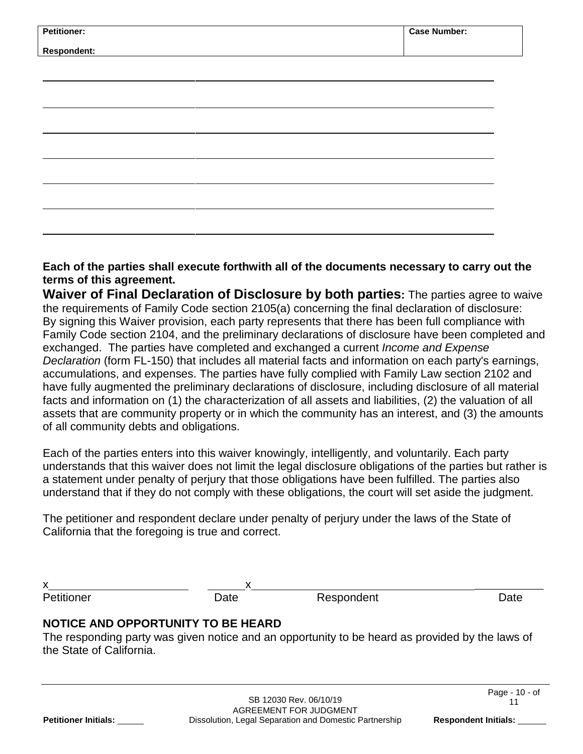| Petitioner: | Case Number: |
| --- | --- |
| Respondent: | |

| | |
| --- | --- |
| | |
| | |
| | |
| | |
| | |
| | |
| | |

**Each of the parties shall execute forthwith all of the documents necessary to carry out the terms of this agreement.**

**Waiver of Final Declaration of Disclosure by both parties:** The parties agree to waive the requirements of Family Code section 2105(a) concerning the final declaration of disclosure: By signing this Waiver provision, each party represents that there has been full compliance with Family Code section 2104, and the preliminary declarations of disclosure have been completed and exchanged. The parties have completed and exchanged a current *Income and Expense Declaration* (form FL-150) that includes all material facts and information on each party's earnings, accumulations, and expenses. The parties have fully complied with Family Law section 2102 and have fully augmented the preliminary declarations of disclosure, including disclosure of all material facts and information on (1) the characterization of all assets and liabilities, (2) the valuation of all assets that are community property or in which the community has an interest, and (3) the amounts of all community debts and obligations.

Each of the parties enters into this waiver knowingly, intelligently, and voluntarily. Each party understands that this waiver does not limit the legal disclosure obligations of the parties but rather is a statement under penalty of perjury that those obligations have been fulfilled. The parties also understand that if they do not comply with these obligations, the court will set aside the judgment.

The petitioner and respondent declare under penalty of perjury under the laws of the State of California that the foregoing is true and correct.

x\_\_\_\_\_\_\_\_\_\_\_\_\_\_\_\_\_\_\_\_\_\_\_\_ \_\_\_\_\_\_\_ x\_\_\_\_\_\_\_\_\_\_\_\_\_\_\_\_\_\_\_\_\_\_\_\_\_\_\_\_\_\_\_\_\_\_\_\_\_\_ \_\_\_\_\_\_\_\_\_\_\_
Petitioner Date Respondent Date

## NOTICE AND OPPORTUNITY TO BE HEARD

The responding party was given notice and an opportunity to be heard as provided by the laws of the State of California.

SB 12030 Rev. 06/10/19
AGREEMENT FOR JUDGMENT
Dissolution, Legal Separation and Domestic Partnership

**Petitioner Initials:** \_\_\_\_\_ **Respondent Initials:** \_\_\_\_\_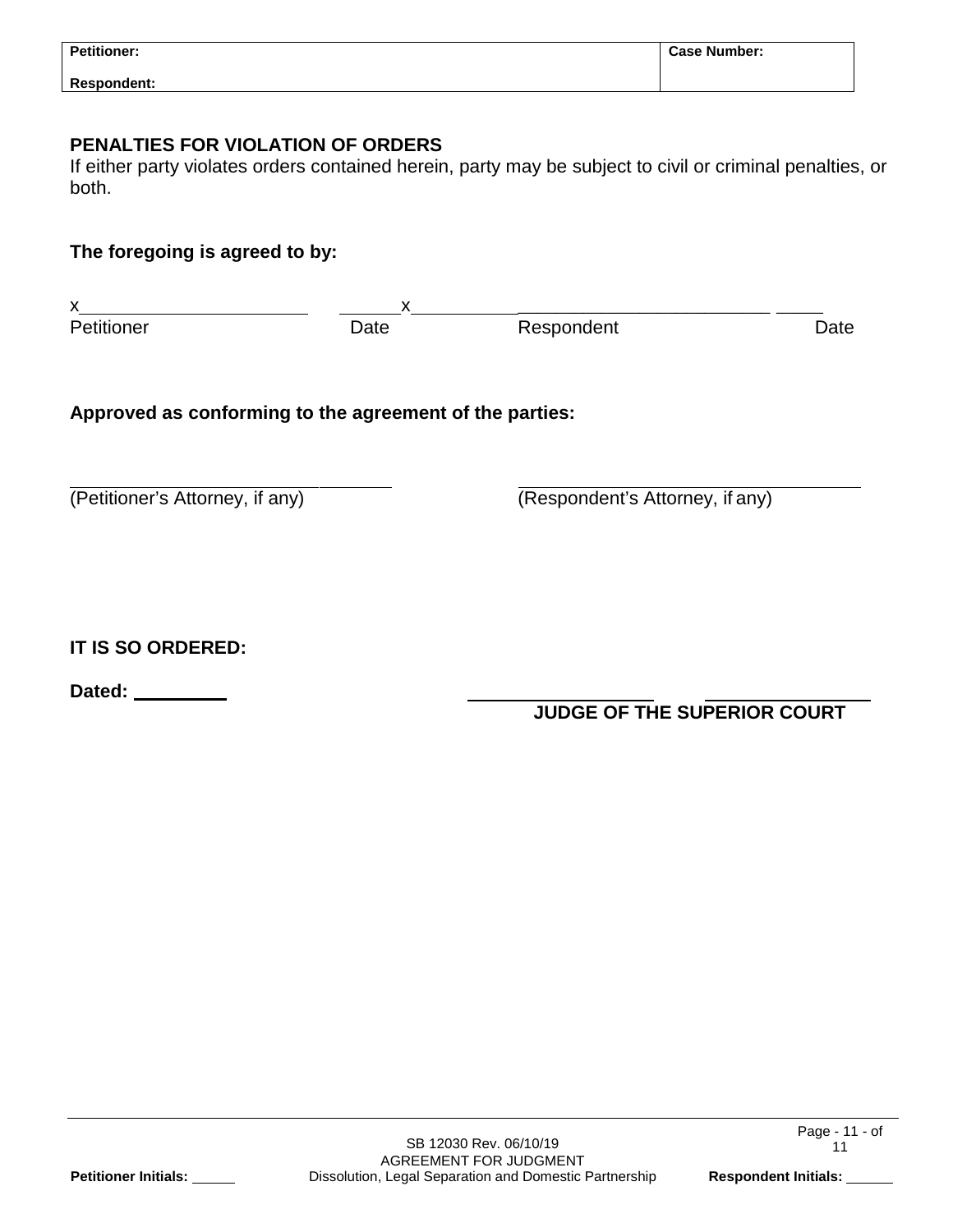| Petitioner: | Case Number: |
| --- | --- |
| Respondent: | |

**PENALTIES FOR VIOLATION OF ORDERS**
If either party violates orders contained herein, party may be subject to civil or criminal penalties, or both.

**The foregoing is agreed to by:**

x________________________ ______ x________________________ ______
Petitioner Date Respondent Date

**Approved as conforming to the agreement of the parties:**

________________________________ ________________________________
(Petitioner's Attorney, if any) (Respondent's Attorney, if any)

**IT IS SO ORDERED:**

**Dated:** __________

________________________________
**JUDGE OF THE SUPERIOR COURT**

SB 12030 Rev. 06/10/19
AGREEMENT FOR JUDGMENT
Dissolution, Legal Separation and Domestic Partnership

**Petitioner Initials:** ______ **Respondent Initials:** ______